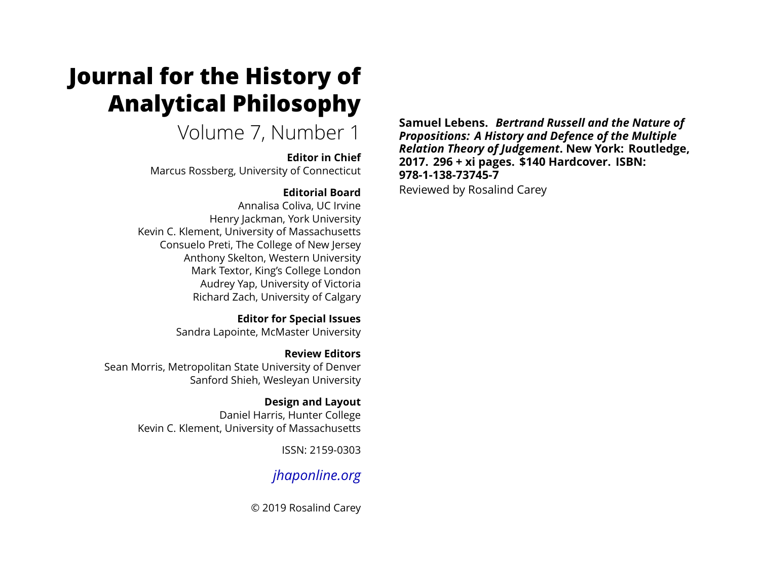# Journal for the History of Analytical Philosophy

Volume 7, Number 1

**Editor in Chief**
Marcus Rossberg, University of Connecticut

**Editorial Board**
Annalisa Coliva, UC Irvine
Henry Jackman, York University
Kevin C. Klement, University of Massachusetts
Consuelo Preti, The College of New Jersey
Anthony Skelton, Western University
Mark Textor, King's College London
Audrey Yap, University of Victoria
Richard Zach, University of Calgary

**Editor for Special Issues**
Sandra Lapointe, McMaster University

**Review Editors**
Sean Morris, Metropolitan State University of Denver
Sanford Shieh, Wesleyan University

**Design and Layout**
Daniel Harris, Hunter College
Kevin C. Klement, University of Massachusetts

ISSN: 2159-0303

*jhaponline.org*

© 2019 Rosalind Carey

**Samuel Lebens. *Bertrand Russell and the Nature of Propositions: A History and Defence of the Multiple Relation Theory of Judgement*. New York: Routledge, 2017. 296 + xi pages. $140 Hardcover. ISBN: 978-1-138-73745-7**

Reviewed by Rosalind Carey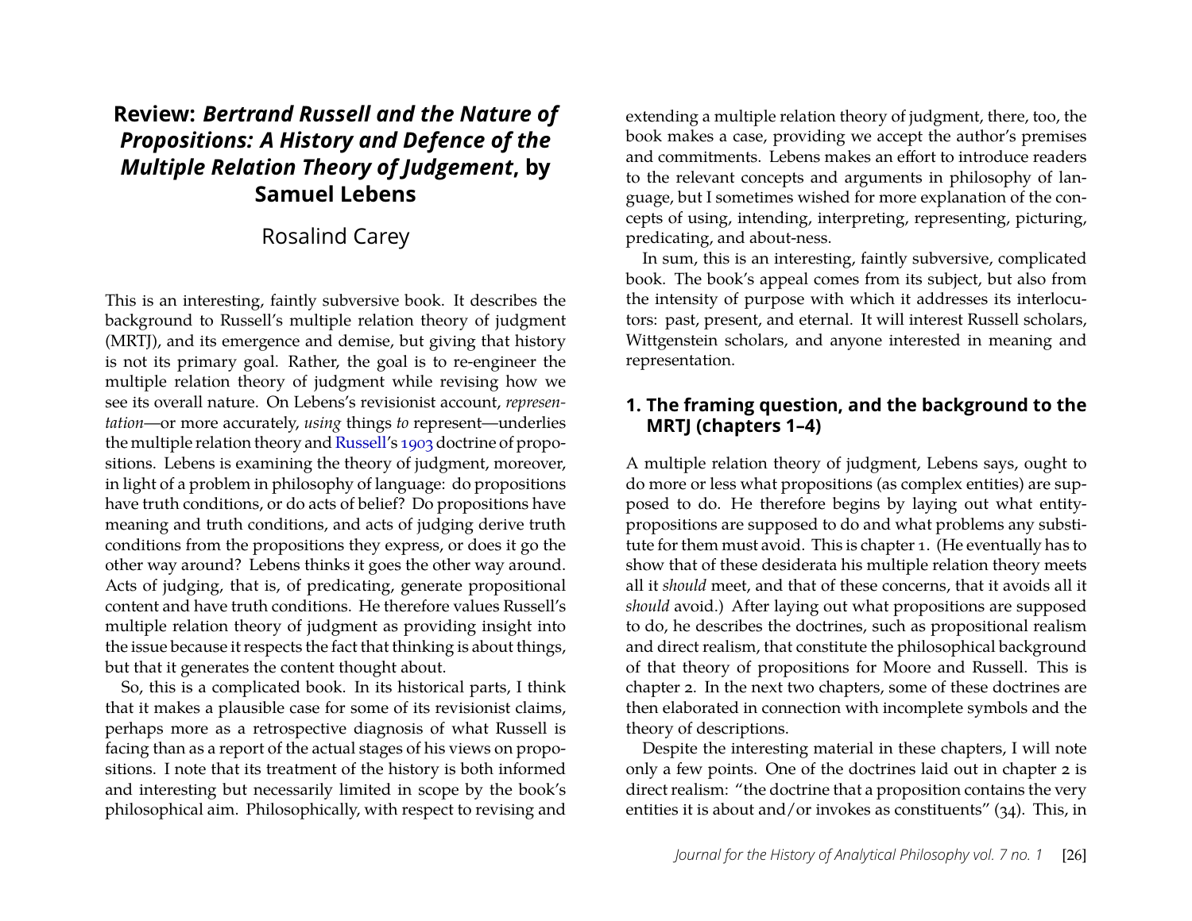# Review: *Bertrand Russell and the Nature of Propositions: A History and Defence of the Multiple Relation Theory of Judgement*, by Samuel Lebens

Rosalind Carey

This is an interesting, faintly subversive book. It describes the background to Russell's multiple relation theory of judgment (MRTJ), and its emergence and demise, but giving that history is not its primary goal. Rather, the goal is to re-engineer the multiple relation theory of judgment while revising how we see its overall nature. On Lebens's revisionist account, *representation*—or more accurately, *using* things *to* represent—underlies the multiple relation theory and Russell's 1903 doctrine of propositions. Lebens is examining the theory of judgment, moreover, in light of a problem in philosophy of language: do propositions have truth conditions, or do acts of belief? Do propositions have meaning and truth conditions, and acts of judging derive truth conditions from the propositions they express, or does it go the other way around? Lebens thinks it goes the other way around. Acts of judging, that is, of predicating, generate propositional content and have truth conditions. He therefore values Russell's multiple relation theory of judgment as providing insight into the issue because it respects the fact that thinking is about things, but that it generates the content thought about.

So, this is a complicated book. In its historical parts, I think that it makes a plausible case for some of its revisionist claims, perhaps more as a retrospective diagnosis of what Russell is facing than as a report of the actual stages of his views on propositions. I note that its treatment of the history is both informed and interesting but necessarily limited in scope by the book's philosophical aim. Philosophically, with respect to revising and extending a multiple relation theory of judgment, there, too, the book makes a case, providing we accept the author's premises and commitments. Lebens makes an effort to introduce readers to the relevant concepts and arguments in philosophy of language, but I sometimes wished for more explanation of the concepts of using, intending, interpreting, representing, picturing, predicating, and about-ness.

In sum, this is an interesting, faintly subversive, complicated book. The book's appeal comes from its subject, but also from the intensity of purpose with which it addresses its interlocutors: past, present, and eternal. It will interest Russell scholars, Wittgenstein scholars, and anyone interested in meaning and representation.

## 1. The framing question, and the background to the MRTJ (chapters 1–4)

A multiple relation theory of judgment, Lebens says, ought to do more or less what propositions (as complex entities) are supposed to do. He therefore begins by laying out what entity-propositions are supposed to do and what problems any substitute for them must avoid. This is chapter 1. (He eventually has to show that of these desiderata his multiple relation theory meets all it *should* meet, and that of these concerns, that it avoids all it *should* avoid.) After laying out what propositions are supposed to do, he describes the doctrines, such as propositional realism and direct realism, that constitute the philosophical background of that theory of propositions for Moore and Russell. This is chapter 2. In the next two chapters, some of these doctrines are then elaborated in connection with incomplete symbols and the theory of descriptions.

Despite the interesting material in these chapters, I will note only a few points. One of the doctrines laid out in chapter 2 is direct realism: "the doctrine that a proposition contains the very entities it is about and/or invokes as constituents" (34). This, in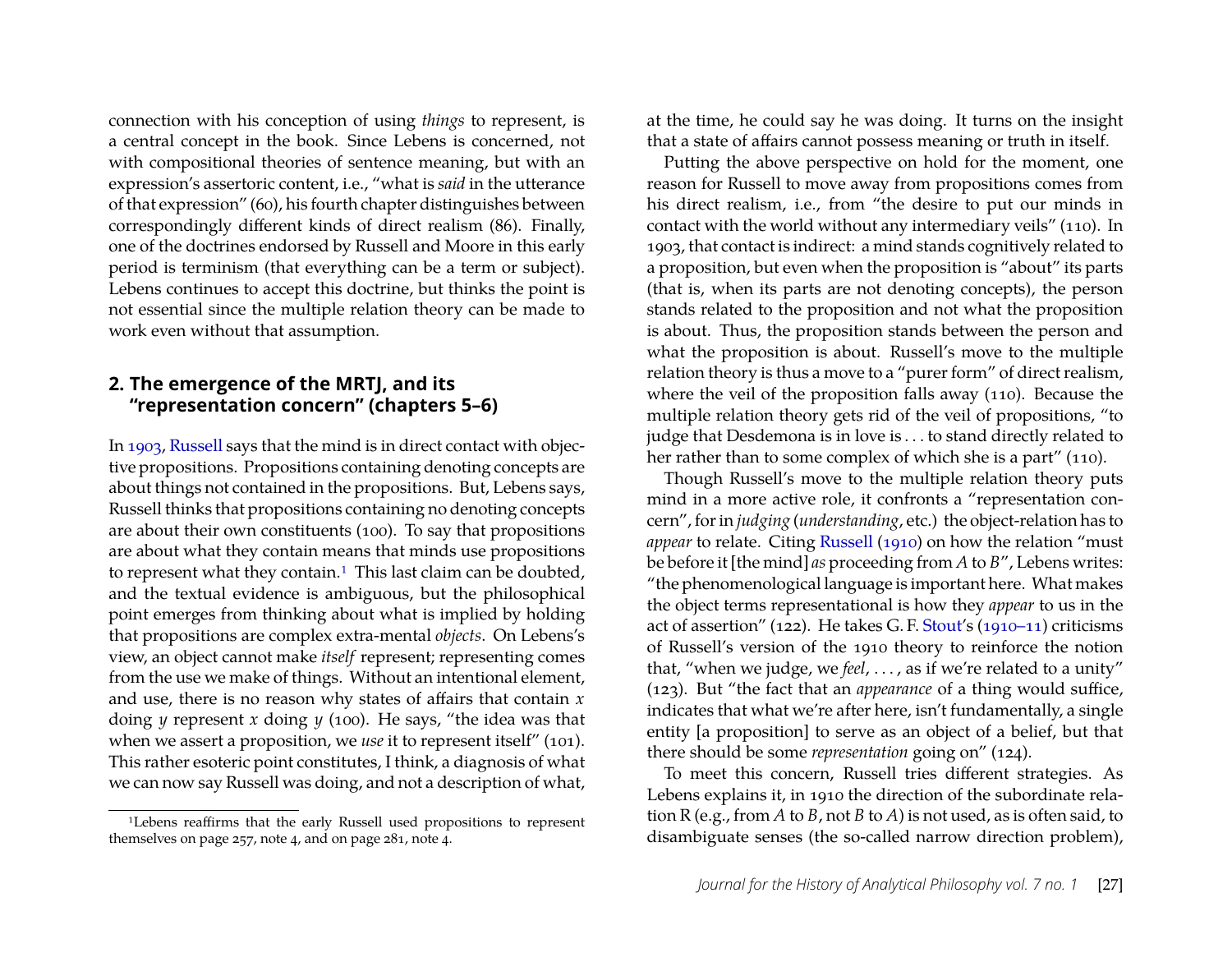connection with his conception of using *things* to represent, is a central concept in the book. Since Lebens is concerned, not with compositional theories of sentence meaning, but with an expression's assertoric content, i.e., "what is *said* in the utterance of that expression" (60), his fourth chapter distinguishes between correspondingly different kinds of direct realism (86). Finally, one of the doctrines endorsed by Russell and Moore in this early period is terminism (that everything can be a term or subject). Lebens continues to accept this doctrine, but thinks the point is not essential since the multiple relation theory can be made to work even without that assumption.

## 2. The emergence of the MRTJ, and its "representation concern" (chapters 5–6)

In 1903, Russell says that the mind is in direct contact with objective propositions. Propositions containing denoting concepts are about things not contained in the propositions. But, Lebens says, Russell thinks that propositions containing no denoting concepts are about their own constituents (100). To say that propositions are about what they contain means that minds use propositions to represent what they contain.[1] This last claim can be doubted, and the textual evidence is ambiguous, but the philosophical point emerges from thinking about what is implied by holding that propositions are complex extra-mental *objects*. On Lebens's view, an object cannot make *itself* represent; representing comes from the use we make of things. Without an intentional element, and use, there is no reason why states of affairs that contain $x$ doing $y$ represent $x$ doing $y$ (100). He says, "the idea was that when we assert a proposition, we *use* it to represent itself" (101). This rather esoteric point constitutes, I think, a diagnosis of what we can now say Russell was doing, and not a description of what, at the time, he could say he was doing. It turns on the insight that a state of affairs cannot possess meaning or truth in itself.

Putting the above perspective on hold for the moment, one reason for Russell to move away from propositions comes from his direct realism, i.e., from "the desire to put our minds in contact with the world without any intermediary veils" (110). In 1903, that contact is indirect: a mind stands cognitively related to a proposition, but even when the proposition is "about" its parts (that is, when its parts are not denoting concepts), the person stands related to the proposition and not what the proposition is about. Thus, the proposition stands between the person and what the proposition is about. Russell's move to the multiple relation theory is thus a move to a "purer form" of direct realism, where the veil of the proposition falls away (110). Because the multiple relation theory gets rid of the veil of propositions, "to judge that Desdemona is in love is . . . to stand directly related to her rather than to some complex of which she is a part" (110).

Though Russell's move to the multiple relation theory puts mind in a more active role, it confronts a "representation concern", for in *judging* (*understanding*, etc.) the object-relation has to *appear* to relate. Citing Russell (1910) on how the relation "must be before it [the mind] *as* proceeding from *A* to *B*", Lebens writes: "the phenomenological language is important here. What makes the object terms representational is how they *appear* to us in the act of assertion" (122). He takes G. F. Stout's (1910–11) criticisms of Russell's version of the 1910 theory to reinforce the notion that, "when we judge, we *feel*, . . . , as if we're related to a unity" (123). But "the fact that an *appearance* of a thing would suffice, indicates that what we're after here, isn't fundamentally, a single entity [a proposition] to serve as an object of a belief, but that there should be some *representation* going on" (124).

To meet this concern, Russell tries different strategies. As Lebens explains it, in 1910 the direction of the subordinate relation R (e.g., from *A* to *B*, not *B* to *A*) is not used, as is often said, to disambiguate senses (the so-called narrow direction problem),

[1] Lebens reaffirms that the early Russell used propositions to represent themselves on page 257, note 4, and on page 281, note 4.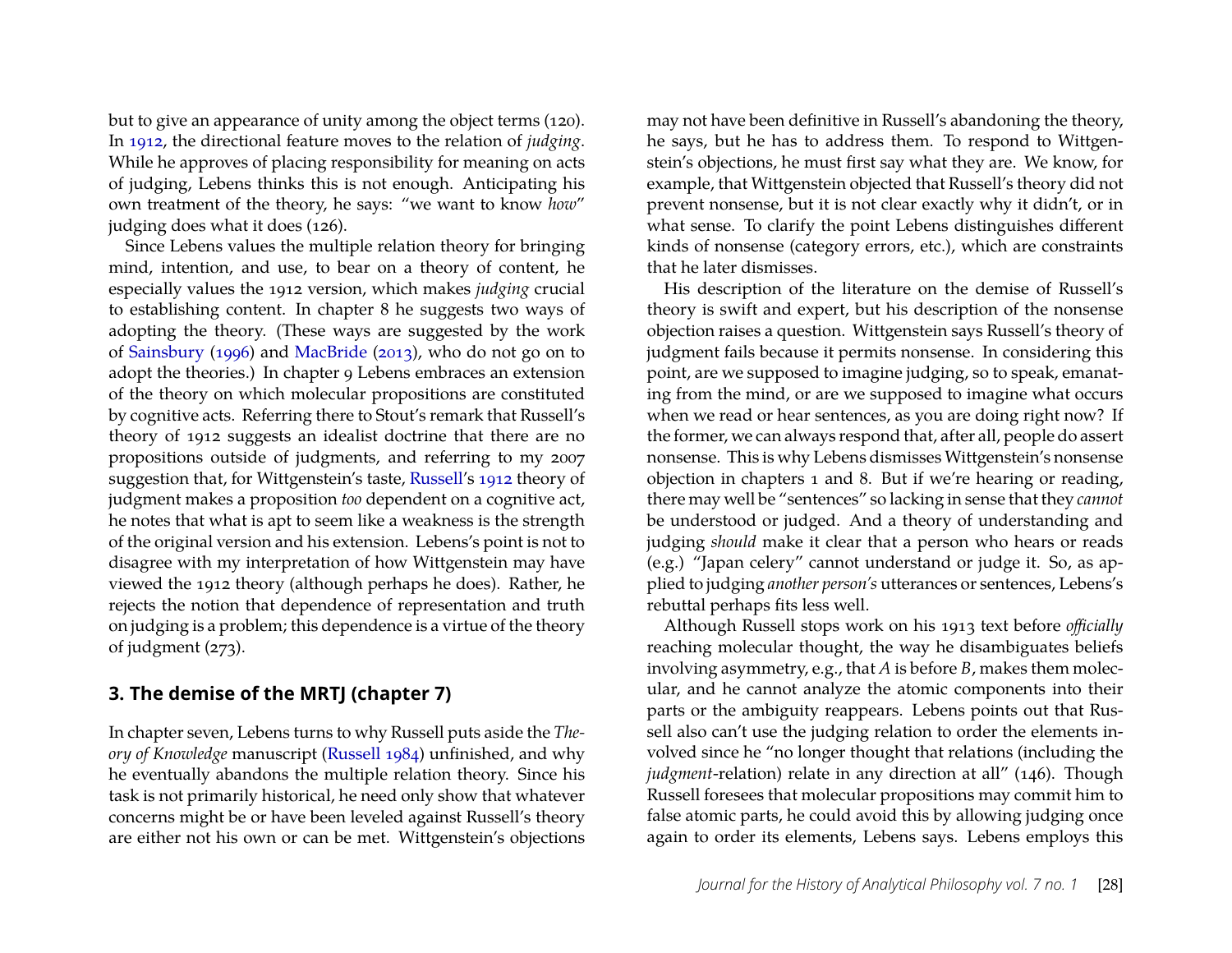but to give an appearance of unity among the object terms (120). In 1912, the directional feature moves to the relation of *judging*. While he approves of placing responsibility for meaning on acts of judging, Lebens thinks this is not enough. Anticipating his own treatment of the theory, he says: "we want to know *how*" judging does what it does (126).

Since Lebens values the multiple relation theory for bringing mind, intention, and use, to bear on a theory of content, he especially values the 1912 version, which makes *judging* crucial to establishing content. In chapter 8 he suggests two ways of adopting the theory. (These ways are suggested by the work of Sainsbury (1996) and MacBride (2013), who do not go on to adopt the theories.) In chapter 9 Lebens embraces an extension of the theory on which molecular propositions are constituted by cognitive acts. Referring there to Stout's remark that Russell's theory of 1912 suggests an idealist doctrine that there are no propositions outside of judgments, and referring to my 2007 suggestion that, for Wittgenstein's taste, Russell's 1912 theory of judgment makes a proposition *too* dependent on a cognitive act, he notes that what is apt to seem like a weakness is the strength of the original version and his extension. Lebens's point is not to disagree with my interpretation of how Wittgenstein may have viewed the 1912 theory (although perhaps he does). Rather, he rejects the notion that dependence of representation and truth on judging is a problem; this dependence is a virtue of the theory of judgment (273).

## 3. The demise of the MRTJ (chapter 7)

In chapter seven, Lebens turns to why Russell puts aside the *Theory of Knowledge* manuscript (Russell 1984) unfinished, and why he eventually abandons the multiple relation theory. Since his task is not primarily historical, he need only show that whatever concerns might be or have been leveled against Russell's theory are either not his own or can be met. Wittgenstein's objections may not have been definitive in Russell's abandoning the theory, he says, but he has to address them. To respond to Wittgenstein's objections, he must first say what they are. We know, for example, that Wittgenstein objected that Russell's theory did not prevent nonsense, but it is not clear exactly why it didn't, or in what sense. To clarify the point Lebens distinguishes different kinds of nonsense (category errors, etc.), which are constraints that he later dismisses.

His description of the literature on the demise of Russell's theory is swift and expert, but his description of the nonsense objection raises a question. Wittgenstein says Russell's theory of judgment fails because it permits nonsense. In considering this point, are we supposed to imagine judging, so to speak, emanating from the mind, or are we supposed to imagine what occurs when we read or hear sentences, as you are doing right now? If the former, we can always respond that, after all, people do assert nonsense. This is why Lebens dismisses Wittgenstein's nonsense objection in chapters 1 and 8. But if we're hearing or reading, there may well be "sentences" so lacking in sense that they *cannot* be understood or judged. And a theory of understanding and judging *should* make it clear that a person who hears or reads (e.g.) "Japan celery" cannot understand or judge it. So, as applied to judging *another person's* utterances or sentences, Lebens's rebuttal perhaps fits less well.

Although Russell stops work on his 1913 text before *officially* reaching molecular thought, the way he disambiguates beliefs involving asymmetry, e.g., that *A* is before *B*, makes them molecular, and he cannot analyze the atomic components into their parts or the ambiguity reappears. Lebens points out that Russell also can't use the judging relation to order the elements involved since he "no longer thought that relations (including the *judgment*-relation) relate in any direction at all" (146). Though Russell foresees that molecular propositions may commit him to false atomic parts, he could avoid this by allowing judging once again to order its elements, Lebens says. Lebens employs this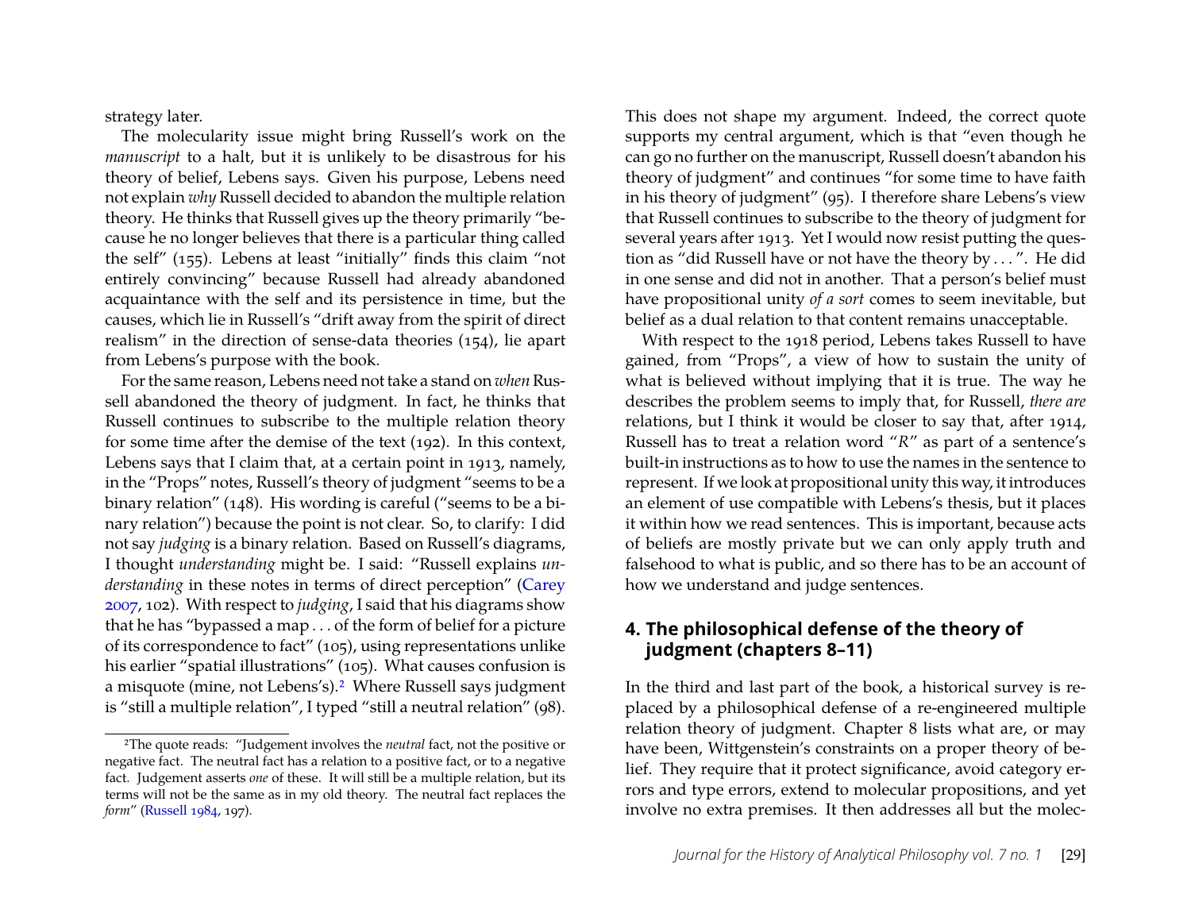strategy later.

The molecularity issue might bring Russell's work on the *manuscript* to a halt, but it is unlikely to be disastrous for his theory of belief, Lebens says. Given his purpose, Lebens need not explain *why* Russell decided to abandon the multiple relation theory. He thinks that Russell gives up the theory primarily "because he no longer believes that there is a particular thing called the self" (155). Lebens at least "initially" finds this claim "not entirely convincing" because Russell had already abandoned acquaintance with the self and its persistence in time, but the causes, which lie in Russell's "drift away from the spirit of direct realism" in the direction of sense-data theories (154), lie apart from Lebens's purpose with the book.

For the same reason, Lebens need not take a stand on *when* Russell abandoned the theory of judgment. In fact, he thinks that Russell continues to subscribe to the multiple relation theory for some time after the demise of the text (192). In this context, Lebens says that I claim that, at a certain point in 1913, namely, in the "Props" notes, Russell's theory of judgment "seems to be a binary relation" (148). His wording is careful ("seems to be a binary relation") because the point is not clear. So, to clarify: I did not say *judging* is a binary relation. Based on Russell's diagrams, I thought *understanding* might be. I said: "Russell explains *understanding* in these notes in terms of direct perception" (Carey 2007, 102). With respect to *judging*, I said that his diagrams show that he has "bypassed a map . . . of the form of belief for a picture of its correspondence to fact" (105), using representations unlike his earlier "spatial illustrations" (105). What causes confusion is a misquote (mine, not Lebens's).[2] Where Russell says judgment is "still a multiple relation", I typed "still a neutral relation" (98). This does not shape my argument. Indeed, the correct quote supports my central argument, which is that "even though he can go no further on the manuscript, Russell doesn't abandon his theory of judgment" and continues "for some time to have faith in his theory of judgment" (95). I therefore share Lebens's view that Russell continues to subscribe to the theory of judgment for several years after 1913. Yet I would now resist putting the question as "did Russell have or not have the theory by . . . ". He did in one sense and did not in another. That a person's belief must have propositional unity *of a sort* comes to seem inevitable, but belief as a dual relation to that content remains unacceptable.

With respect to the 1918 period, Lebens takes Russell to have gained, from "Props", a view of how to sustain the unity of what is believed without implying that it is true. The way he describes the problem seems to imply that, for Russell, *there are* relations, but I think it would be closer to say that, after 1914, Russell has to treat a relation word "*R*" as part of a sentence's built-in instructions as to how to use the names in the sentence to represent. If we look at propositional unity this way, it introduces an element of use compatible with Lebens's thesis, but it places it within how we read sentences. This is important, because acts of beliefs are mostly private but we can only apply truth and falsehood to what is public, and so there has to be an account of how we understand and judge sentences.

## 4. The philosophical defense of the theory of judgment (chapters 8–11)

In the third and last part of the book, a historical survey is replaced by a philosophical defense of a re-engineered multiple relation theory of judgment. Chapter 8 lists what are, or may have been, Wittgenstein's constraints on a proper theory of belief. They require that it protect significance, avoid category errors and type errors, extend to molecular propositions, and yet involve no extra premises. It then addresses all but the molec-

[2] The quote reads: "Judgement involves the *neutral* fact, not the positive or negative fact. The neutral fact has a relation to a positive fact, or to a negative fact. Judgement asserts *one* of these. It will still be a multiple relation, but its terms will not be the same as in my old theory. The neutral fact replaces the *form*" (Russell 1984, 197).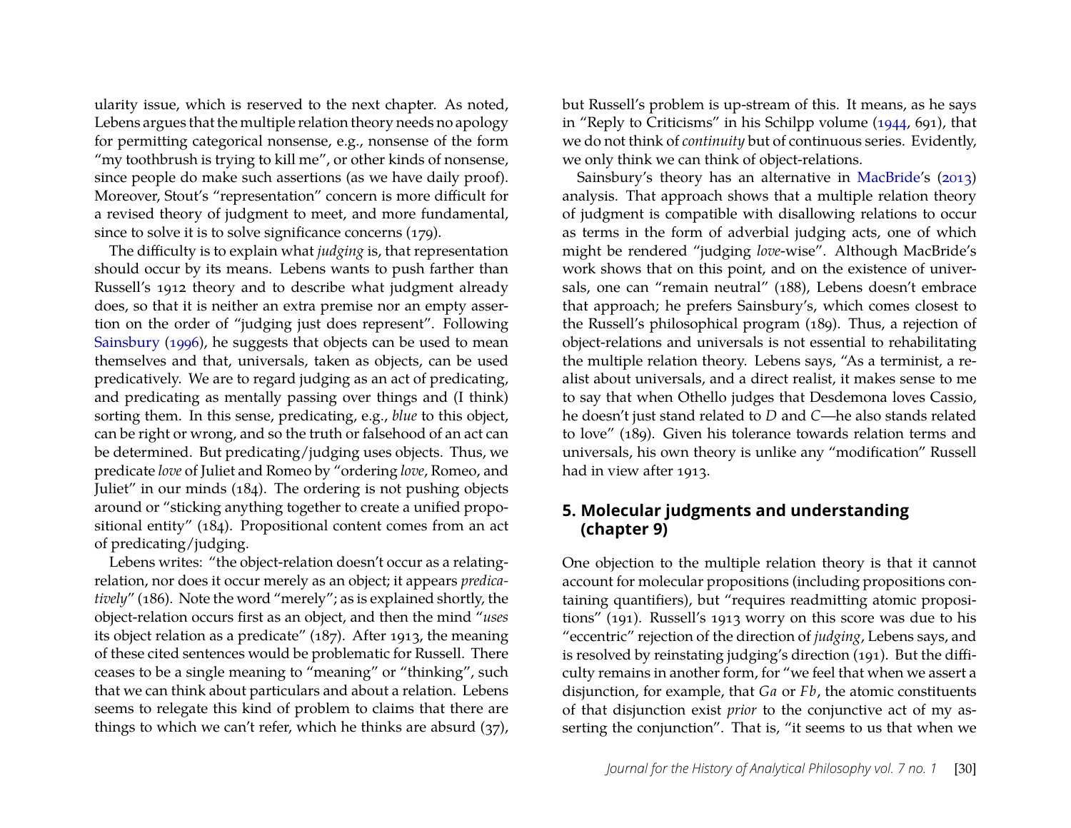ularity issue, which is reserved to the next chapter. As noted, Lebens argues that the multiple relation theory needs no apology for permitting categorical nonsense, e.g., nonsense of the form "my toothbrush is trying to kill me", or other kinds of nonsense, since people do make such assertions (as we have daily proof). Moreover, Stout's "representation" concern is more difficult for a revised theory of judgment to meet, and more fundamental, since to solve it is to solve significance concerns (179).

The difficulty is to explain what *judging* is, that representation should occur by its means. Lebens wants to push farther than Russell's 1912 theory and to describe what judgment already does, so that it is neither an extra premise nor an empty assertion on the order of "judging just does represent". Following Sainsbury (1996), he suggests that objects can be used to mean themselves and that, universals, taken as objects, can be used predicatively. We are to regard judging as an act of predicating, and predicating as mentally passing over things and (I think) sorting them. In this sense, predicating, e.g., *blue* to this object, can be right or wrong, and so the truth or falsehood of an act can be determined. But predicating/judging uses objects. Thus, we predicate *love* of Juliet and Romeo by "ordering *love*, Romeo, and Juliet" in our minds (184). The ordering is not pushing objects around or "sticking anything together to create a unified propositional entity" (184). Propositional content comes from an act of predicating/judging.

Lebens writes: "the object-relation doesn't occur as a relating-relation, nor does it occur merely as an object; it appears *predicatively*" (186). Note the word "merely"; as is explained shortly, the object-relation occurs first as an object, and then the mind "*uses* its object relation as a predicate" (187). After 1913, the meaning of these cited sentences would be problematic for Russell. There ceases to be a single meaning to "meaning" or "thinking", such that we can think about particulars and about a relation. Lebens seems to relegate this kind of problem to claims that there are things to which we can't refer, which he thinks are absurd (37), but Russell's problem is up-stream of this. It means, as he says in "Reply to Criticisms" in his Schilpp volume (1944, 691), that we do not think of *continuity* but of continuous series. Evidently, we only think we can think of object-relations.

Sainsbury's theory has an alternative in MacBride's (2013) analysis. That approach shows that a multiple relation theory of judgment is compatible with disallowing relations to occur as terms in the form of adverbial judging acts, one of which might be rendered "judging *love*-wise". Although MacBride's work shows that on this point, and on the existence of universals, one can "remain neutral" (188), Lebens doesn't embrace that approach; he prefers Sainsbury's, which comes closest to the Russell's philosophical program (189). Thus, a rejection of object-relations and universals is not essential to rehabilitating the multiple relation theory. Lebens says, "As a terminist, a realist about universals, and a direct realist, it makes sense to me to say that when Othello judges that Desdemona loves Cassio, he doesn't just stand related to *D* and *C*—he also stands related to love" (189). Given his tolerance towards relation terms and universals, his own theory is unlike any "modification" Russell had in view after 1913.

## 5. Molecular judgments and understanding (chapter 9)

One objection to the multiple relation theory is that it cannot account for molecular propositions (including propositions containing quantifiers), but "requires readmitting atomic propositions" (191). Russell's 1913 worry on this score was due to his "eccentric" rejection of the direction of *judging*, Lebens says, and is resolved by reinstating judging's direction (191). But the difficulty remains in another form, for "we feel that when we assert a disjunction, for example, that $Ga$ or $Fb$, the atomic constituents of that disjunction exist *prior* to the conjunctive act of my asserting the conjunction". That is, "it seems to us that when we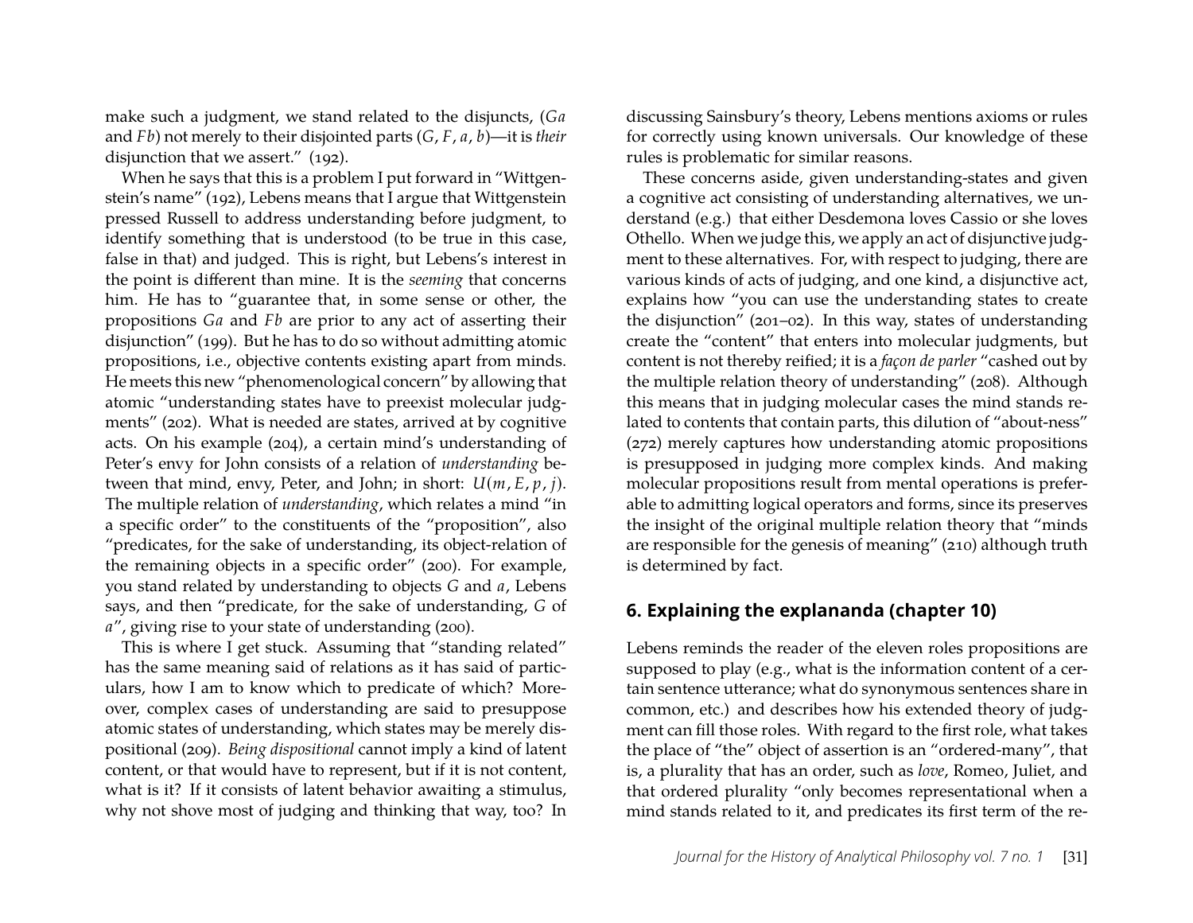make such a judgment, we stand related to the disjuncts, ($Ga$ and $Fb$) not merely to their disjointed parts ($G$, $F$, $a$, $b$)—it is *their* disjunction that we assert." (192).

When he says that this is a problem I put forward in "Wittgenstein's name" (192), Lebens means that I argue that Wittgenstein pressed Russell to address understanding before judgment, to identify something that is understood (to be true in this case, false in that) and judged. This is right, but Lebens's interest in the point is different than mine. It is the *seeming* that concerns him. He has to "guarantee that, in some sense or other, the propositions $Ga$ and $Fb$ are prior to any act of asserting their disjunction" (199). But he has to do so without admitting atomic propositions, i.e., objective contents existing apart from minds. He meets this new "phenomenological concern" by allowing that atomic "understanding states have to preexist molecular judgments" (202). What is needed are states, arrived at by cognitive acts. On his example (204), a certain mind's understanding of Peter's envy for John consists of a relation of *understanding* between that mind, envy, Peter, and John; in short: $U(m, E, p, j)$. The multiple relation of *understanding*, which relates a mind "in a specific order" to the constituents of the "proposition", also "predicates, for the sake of understanding, its object-relation of the remaining objects in a specific order" (200). For example, you stand related by understanding to objects $G$ and $a$, Lebens says, and then "predicate, for the sake of understanding, $G$ of $a$", giving rise to your state of understanding (200).

This is where I get stuck. Assuming that "standing related" has the same meaning said of relations as it has said of particulars, how I am to know which to predicate of which? Moreover, complex cases of understanding are said to presuppose atomic states of understanding, which states may be merely dispositional (209). *Being dispositional* cannot imply a kind of latent content, or that would have to represent, but if it is not content, what is it? If it consists of latent behavior awaiting a stimulus, why not shove most of judging and thinking that way, too? In discussing Sainsbury's theory, Lebens mentions axioms or rules for correctly using known universals. Our knowledge of these rules is problematic for similar reasons.

These concerns aside, given understanding-states and given a cognitive act consisting of understanding alternatives, we understand (e.g.) that either Desdemona loves Cassio or she loves Othello. When we judge this, we apply an act of disjunctive judgment to these alternatives. For, with respect to judging, there are various kinds of acts of judging, and one kind, a disjunctive act, explains how "you can use the understanding states to create the disjunction" (201–02). In this way, states of understanding create the "content" that enters into molecular judgments, but content is not thereby reified; it is a *façon de parler* "cashed out by the multiple relation theory of understanding" (208). Although this means that in judging molecular cases the mind stands related to contents that contain parts, this dilution of "about-ness" (272) merely captures how understanding atomic propositions is presupposed in judging more complex kinds. And making molecular propositions result from mental operations is preferable to admitting logical operators and forms, since its preserves the insight of the original multiple relation theory that "minds are responsible for the genesis of meaning" (210) although truth is determined by fact.

## 6. Explaining the explananda (chapter 10)

Lebens reminds the reader of the eleven roles propositions are supposed to play (e.g., what is the information content of a certain sentence utterance; what do synonymous sentences share in common, etc.) and describes how his extended theory of judgment can fill those roles. With regard to the first role, what takes the place of "the" object of assertion is an "ordered-many", that is, a plurality that has an order, such as *love*, Romeo, Juliet, and that ordered plurality "only becomes representational when a mind stands related to it, and predicates its first term of the re-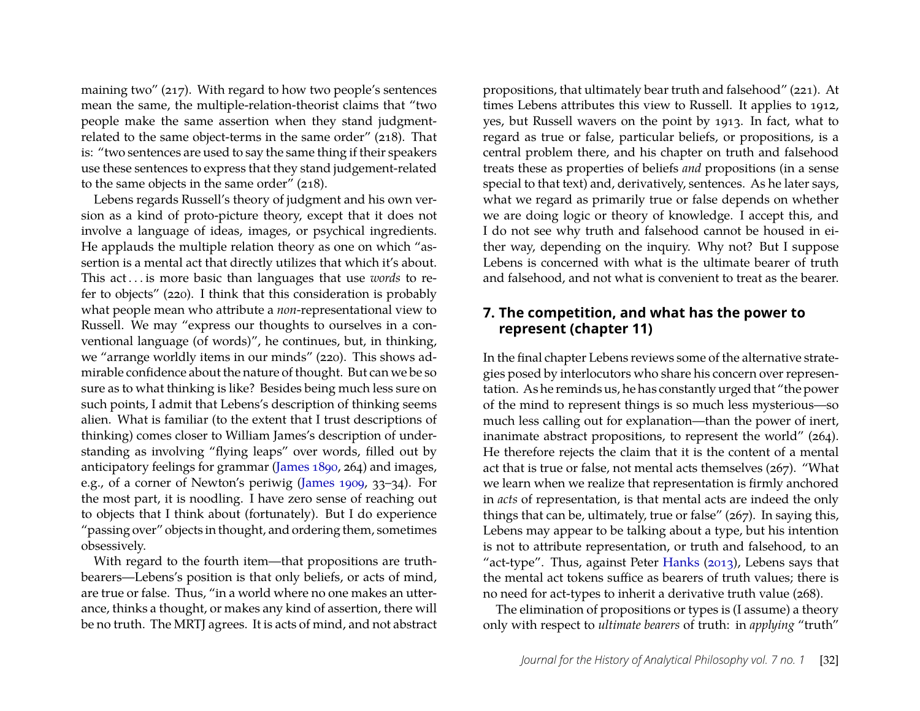maining two" (217). With regard to how two people's sentences mean the same, the multiple-relation-theorist claims that "two people make the same assertion when they stand judgment-related to the same object-terms in the same order" (218). That is: "two sentences are used to say the same thing if their speakers use these sentences to express that they stand judgement-related to the same objects in the same order" (218).

Lebens regards Russell's theory of judgment and his own version as a kind of proto-picture theory, except that it does not involve a language of ideas, images, or psychical ingredients. He applauds the multiple relation theory as one on which "assertion is a mental act that directly utilizes that which it's about. This act . . . is more basic than languages that use *words* to refer to objects" (220). I think that this consideration is probably what people mean who attribute a *non*-representational view to Russell. We may "express our thoughts to ourselves in a conventional language (of words)", he continues, but, in thinking, we "arrange worldly items in our minds" (220). This shows admirable confidence about the nature of thought. But can we be so sure as to what thinking is like? Besides being much less sure on such points, I admit that Lebens's description of thinking seems alien. What is familiar (to the extent that I trust descriptions of thinking) comes closer to William James's description of understanding as involving "flying leaps" over words, filled out by anticipatory feelings for grammar (James 1890, 264) and images, e.g., of a corner of Newton's periwig (James 1909, 33–34). For the most part, it is noodling. I have zero sense of reaching out to objects that I think about (fortunately). But I do experience "passing over" objects in thought, and ordering them, sometimes obsessively.

With regard to the fourth item—that propositions are truth-bearers—Lebens's position is that only beliefs, or acts of mind, are true or false. Thus, "in a world where no one makes an utterance, thinks a thought, or makes any kind of assertion, there will be no truth. The MRTJ agrees. It is acts of mind, and not abstract propositions, that ultimately bear truth and falsehood" (221). At times Lebens attributes this view to Russell. It applies to 1912, yes, but Russell wavers on the point by 1913. In fact, what to regard as true or false, particular beliefs, or propositions, is a central problem there, and his chapter on truth and falsehood treats these as properties of beliefs *and* propositions (in a sense special to that text) and, derivatively, sentences. As he later says, what we regard as primarily true or false depends on whether we are doing logic or theory of knowledge. I accept this, and I do not see why truth and falsehood cannot be housed in either way, depending on the inquiry. Why not? But I suppose Lebens is concerned with what is the ultimate bearer of truth and falsehood, and not what is convenient to treat as the bearer.

## 7. The competition, and what has the power to represent (chapter 11)

In the final chapter Lebens reviews some of the alternative strategies posed by interlocutors who share his concern over representation. As he reminds us, he has constantly urged that "the power of the mind to represent things is so much less mysterious—so much less calling out for explanation—than the power of inert, inanimate abstract propositions, to represent the world" (264). He therefore rejects the claim that it is the content of a mental act that is true or false, not mental acts themselves (267). "What we learn when we realize that representation is firmly anchored in *acts* of representation, is that mental acts are indeed the only things that can be, ultimately, true or false" (267). In saying this, Lebens may appear to be talking about a type, but his intention is not to attribute representation, or truth and falsehood, to an "act-type". Thus, against Peter Hanks (2013), Lebens says that the mental act tokens suffice as bearers of truth values; there is no need for act-types to inherit a derivative truth value (268).

The elimination of propositions or types is (I assume) a theory only with respect to *ultimate bearers* of truth: in *applying* "truth"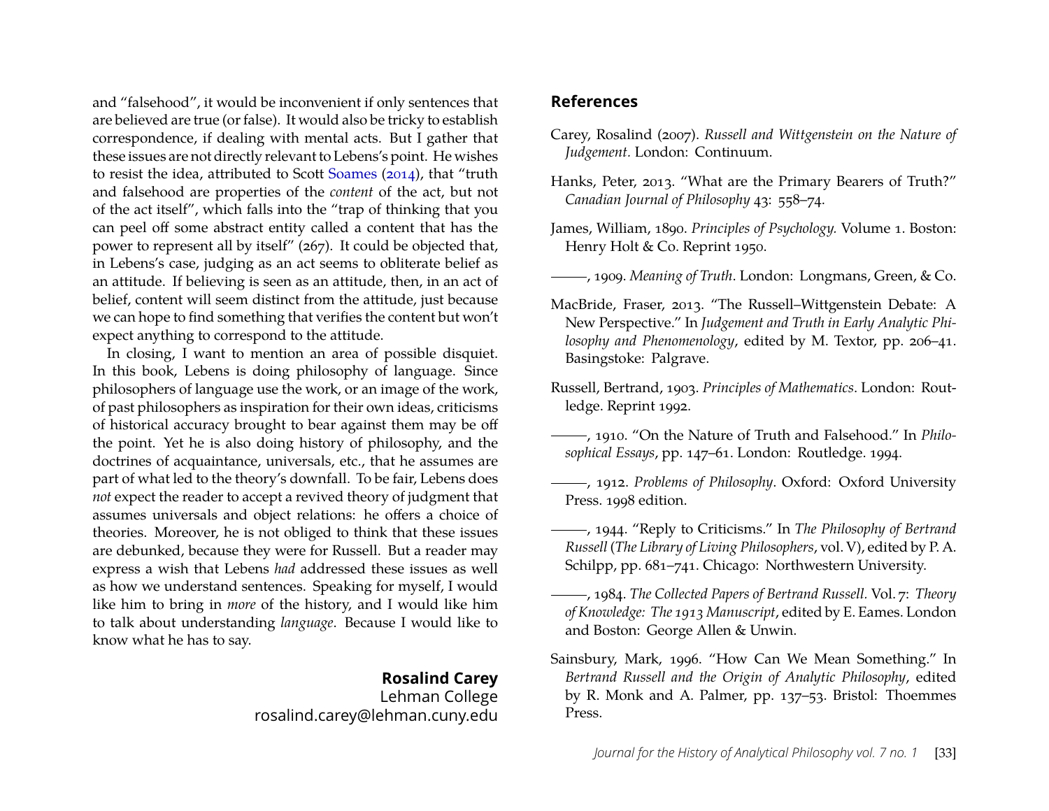and "falsehood", it would be inconvenient if only sentences that are believed are true (or false). It would also be tricky to establish correspondence, if dealing with mental acts. But I gather that these issues are not directly relevant to Lebens's point. He wishes to resist the idea, attributed to Scott Soames (2014), that "truth and falsehood are properties of the *content* of the act, but not of the act itself", which falls into the "trap of thinking that you can peel off some abstract entity called a content that has the power to represent all by itself" (267). It could be objected that, in Lebens's case, judging as an act seems to obliterate belief as an attitude. If believing is seen as an attitude, then, in an act of belief, content will seem distinct from the attitude, just because we can hope to find something that verifies the content but won't expect anything to correspond to the attitude.

In closing, I want to mention an area of possible disquiet. In this book, Lebens is doing philosophy of language. Since philosophers of language use the work, or an image of the work, of past philosophers as inspiration for their own ideas, criticisms of historical accuracy brought to bear against them may be off the point. Yet he is also doing history of philosophy, and the doctrines of acquaintance, universals, etc., that he assumes are part of what led to the theory's downfall. To be fair, Lebens does *not* expect the reader to accept a revived theory of judgment that assumes universals and object relations: he offers a choice of theories. Moreover, he is not obliged to think that these issues are debunked, because they were for Russell. But a reader may express a wish that Lebens *had* addressed these issues as well as how we understand sentences. Speaking for myself, I would like him to bring in *more* of the history, and I would like him to talk about understanding *language*. Because I would like to know what he has to say.

**Rosalind Carey**
Lehman College
rosalind.carey@lehman.cuny.edu

## References

Carey, Rosalind (2007). *Russell and Wittgenstein on the Nature of Judgement*. London: Continuum.

Hanks, Peter, 2013. "What are the Primary Bearers of Truth?" *Canadian Journal of Philosophy* 43: 558–74.

James, William, 1890. *Principles of Psychology.* Volume 1. Boston: Henry Holt & Co. Reprint 1950.

———, 1909. *Meaning of Truth*. London: Longmans, Green, & Co.

MacBride, Fraser, 2013. "The Russell–Wittgenstein Debate: A New Perspective." In *Judgement and Truth in Early Analytic Philosophy and Phenomenology*, edited by M. Textor, pp. 206–41. Basingstoke: Palgrave.

Russell, Bertrand, 1903. *Principles of Mathematics*. London: Routledge. Reprint 1992.

———, 1910. "On the Nature of Truth and Falsehood." In *Philosophical Essays*, pp. 147–61. London: Routledge. 1994.

———, 1912. *Problems of Philosophy*. Oxford: Oxford University Press. 1998 edition.

———, 1944. "Reply to Criticisms." In *The Philosophy of Bertrand Russell* (*The Library of Living Philosophers*, vol. V), edited by P. A. Schilpp, pp. 681–741. Chicago: Northwestern University.

———, 1984. *The Collected Papers of Bertrand Russell*. Vol. 7: *Theory of Knowledge: The 1913 Manuscript*, edited by E. Eames. London and Boston: George Allen & Unwin.

Sainsbury, Mark, 1996. "How Can We Mean Something." In *Bertrand Russell and the Origin of Analytic Philosophy*, edited by R. Monk and A. Palmer, pp. 137–53. Bristol: Thoemmes Press.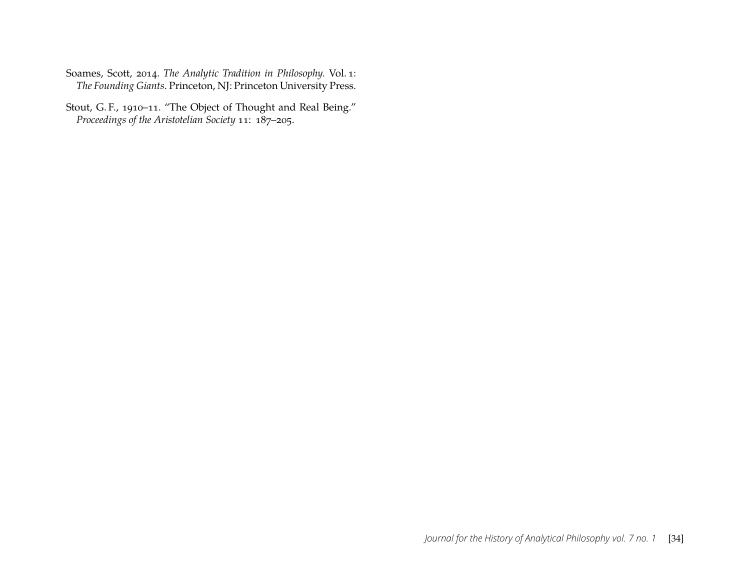Soames, Scott, 2014. *The Analytic Tradition in Philosophy.* Vol. 1: *The Founding Giants*. Princeton, NJ: Princeton University Press.

Stout, G. F., 1910–11. "The Object of Thought and Real Being." *Proceedings of the Aristotelian Society* 11: 187–205.